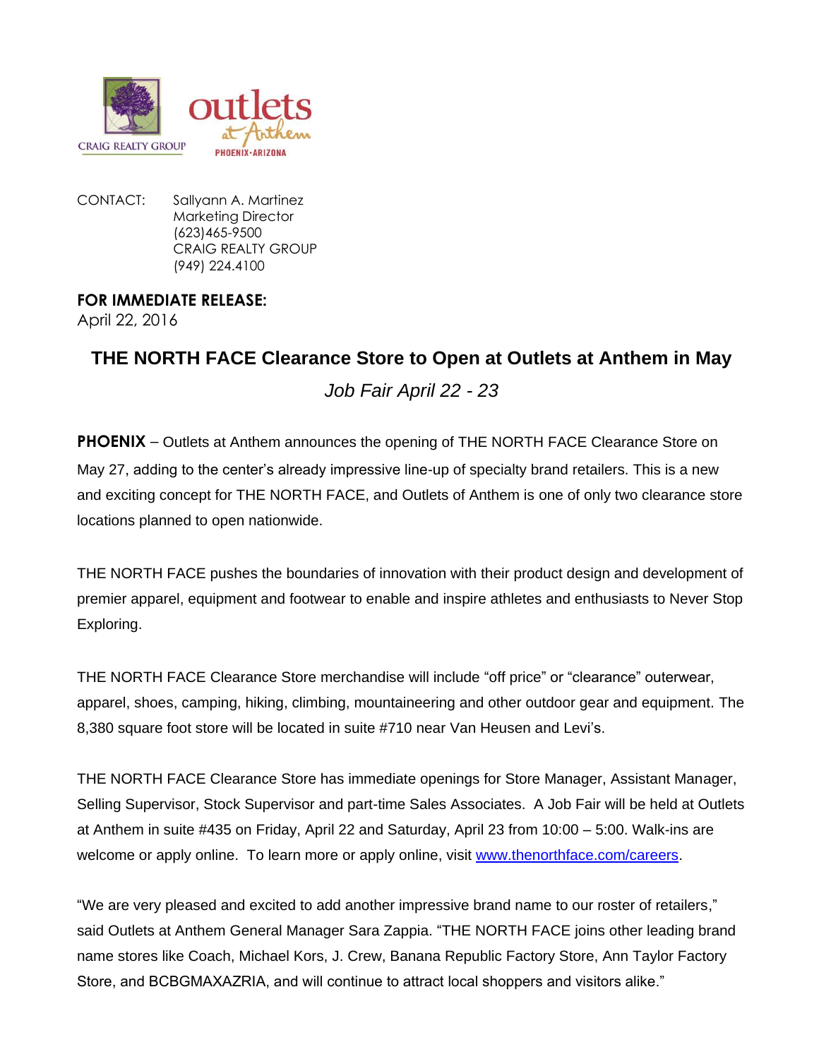CONTACT: Sallyann A. Martinez
Marketing Director
(623)465-9500
CRAIG REALTY GROUP
(949) 224.4100

**FOR IMMEDIATE RELEASE:**
April 22, 2016

# THE NORTH FACE Clearance Store to Open at Outlets at Anthem in May

*Job Fair April 22 - 23*

**PHOENIX** – Outlets at Anthem announces the opening of THE NORTH FACE Clearance Store on May 27, adding to the center's already impressive line-up of specialty brand retailers. This is a new and exciting concept for THE NORTH FACE, and Outlets of Anthem is one of only two clearance store locations planned to open nationwide.

THE NORTH FACE pushes the boundaries of innovation with their product design and development of premier apparel, equipment and footwear to enable and inspire athletes and enthusiasts to Never Stop Exploring.

THE NORTH FACE Clearance Store merchandise will include "off price" or "clearance" outerwear, apparel, shoes, camping, hiking, climbing, mountaineering and other outdoor gear and equipment. The 8,380 square foot store will be located in suite #710 near Van Heusen and Levi's.

THE NORTH FACE Clearance Store has immediate openings for Store Manager, Assistant Manager, Selling Supervisor, Stock Supervisor and part-time Sales Associates. A Job Fair will be held at Outlets at Anthem in suite #435 on Friday, April 22 and Saturday, April 23 from 10:00 – 5:00. Walk-ins are welcome or apply online. To learn more or apply online, visit [www.thenorthface.com/careers](http://www.thenorthface.com/careers).

"We are very pleased and excited to add another impressive brand name to our roster of retailers," said Outlets at Anthem General Manager Sara Zappia. "THE NORTH FACE joins other leading brand name stores like Coach, Michael Kors, J. Crew, Banana Republic Factory Store, Ann Taylor Factory Store, and BCBGMAXAZRIA, and will continue to attract local shoppers and visitors alike."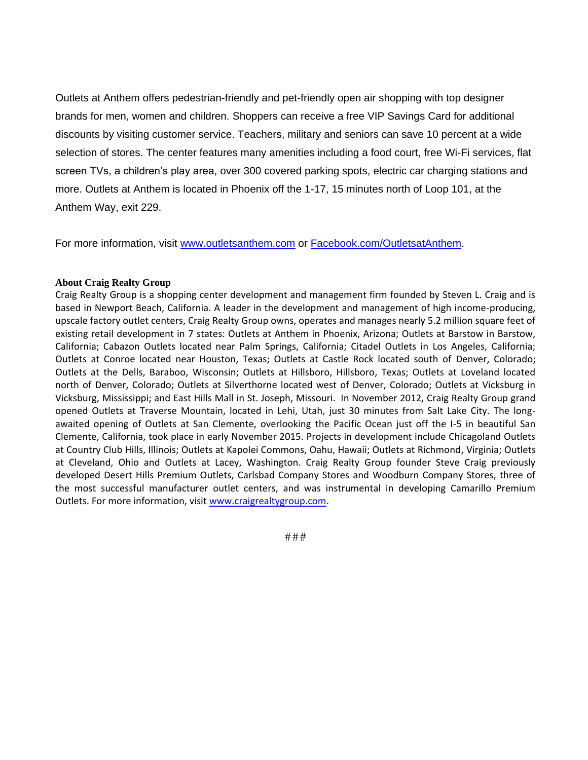Outlets at Anthem offers pedestrian-friendly and pet-friendly open air shopping with top designer brands for men, women and children. Shoppers can receive a free VIP Savings Card for additional discounts by visiting customer service. Teachers, military and seniors can save 10 percent at a wide selection of stores. The center features many amenities including a food court, free Wi-Fi services, flat screen TVs, a children's play area, over 300 covered parking spots, electric car charging stations and more. Outlets at Anthem is located in Phoenix off the 1-17, 15 minutes north of Loop 101, at the Anthem Way, exit 229.

For more information, visit [www.outletsanthem.com](http://www.outletsanthem.com) or [Facebook.com/OutletsatAnthem](http://Facebook.com/OutletsatAnthem).

**About Craig Realty Group**

Craig Realty Group is a shopping center development and management firm founded by Steven L. Craig and is based in Newport Beach, California. A leader in the development and management of high income-producing, upscale factory outlet centers, Craig Realty Group owns, operates and manages nearly 5.2 million square feet of existing retail development in 7 states: Outlets at Anthem in Phoenix, Arizona; Outlets at Barstow in Barstow, California; Cabazon Outlets located near Palm Springs, California; Citadel Outlets in Los Angeles, California; Outlets at Conroe located near Houston, Texas; Outlets at Castle Rock located south of Denver, Colorado; Outlets at the Dells, Baraboo, Wisconsin; Outlets at Hillsboro, Hillsboro, Texas; Outlets at Loveland located north of Denver, Colorado; Outlets at Silverthorne located west of Denver, Colorado; Outlets at Vicksburg in Vicksburg, Mississippi; and East Hills Mall in St. Joseph, Missouri. In November 2012, Craig Realty Group grand opened Outlets at Traverse Mountain, located in Lehi, Utah, just 30 minutes from Salt Lake City. The long-awaited opening of Outlets at San Clemente, overlooking the Pacific Ocean just off the I-5 in beautiful San Clemente, California, took place in early November 2015. Projects in development include Chicagoland Outlets at Country Club Hills, Illinois; Outlets at Kapolei Commons, Oahu, Hawaii; Outlets at Richmond, Virginia; Outlets at Cleveland, Ohio and Outlets at Lacey, Washington. Craig Realty Group founder Steve Craig previously developed Desert Hills Premium Outlets, Carlsbad Company Stores and Woodburn Company Stores, three of the most successful manufacturer outlet centers, and was instrumental in developing Camarillo Premium Outlets. For more information, visit [www.craigrealtygroup.com](http://www.craigrealtygroup.com).

###